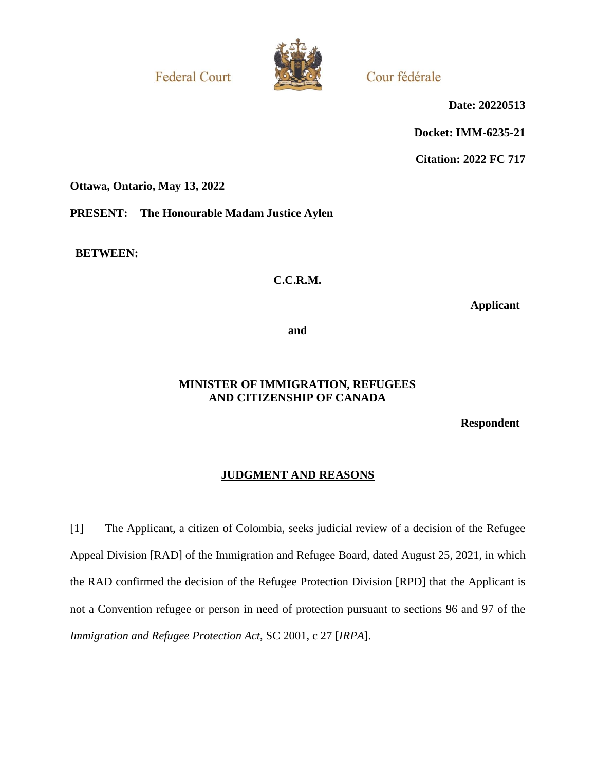Federal Court

Cour fédérale

**Date: 20220513**

**Docket: IMM-6235-21**

**Citation: 2022 FC 717**

**Ottawa, Ontario, May 13, 2022**

**PRESENT: The Honourable Madam Justice Aylen**

**BETWEEN:**

**C.C.R.M.**

**Applicant**

**and**

**MINISTER OF IMMIGRATION, REFUGEES AND CITIZENSHIP OF CANADA**

**Respondent**

## JUDGMENT AND REASONS

[1] The Applicant, a citizen of Colombia, seeks judicial review of a decision of the Refugee Appeal Division [RAD] of the Immigration and Refugee Board, dated August 25, 2021, in which the RAD confirmed the decision of the Refugee Protection Division [RPD] that the Applicant is not a Convention refugee or person in need of protection pursuant to sections 96 and 97 of the *Immigration and Refugee Protection Act*, SC 2001, c 27 [*IRPA*].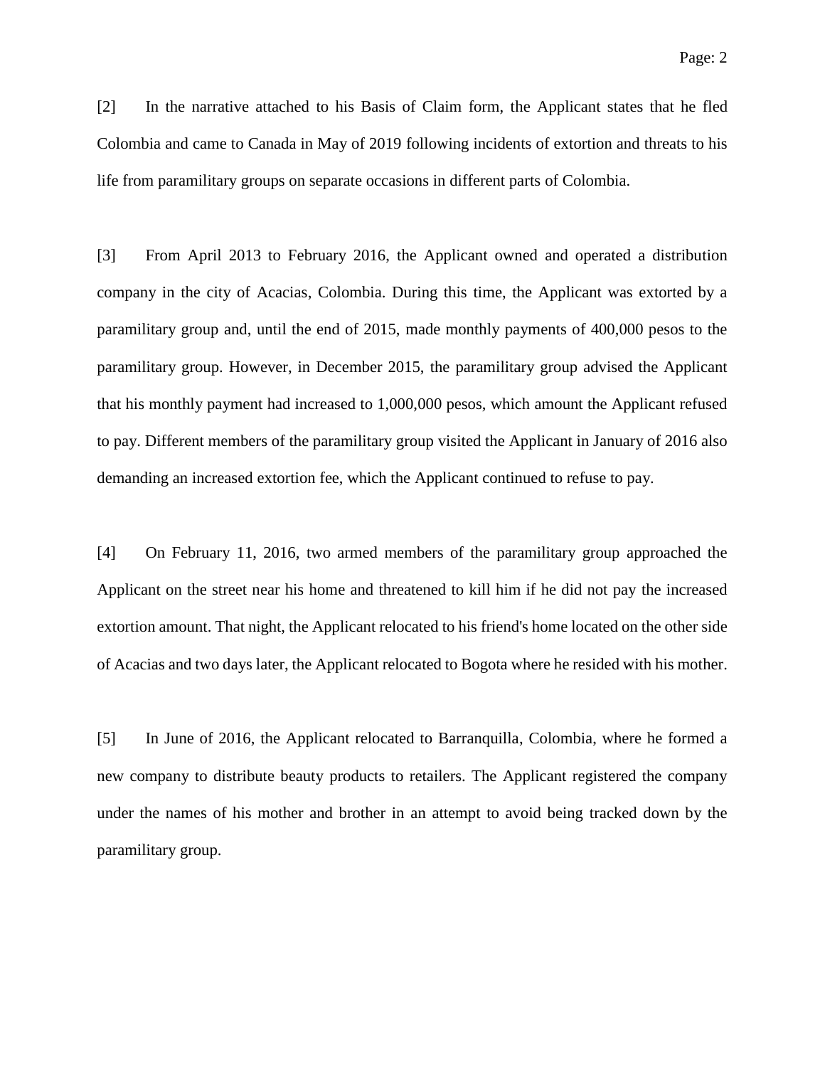[2] In the narrative attached to his Basis of Claim form, the Applicant states that he fled Colombia and came to Canada in May of 2019 following incidents of extortion and threats to his life from paramilitary groups on separate occasions in different parts of Colombia.

[3] From April 2013 to February 2016, the Applicant owned and operated a distribution company in the city of Acacias, Colombia. During this time, the Applicant was extorted by a paramilitary group and, until the end of 2015, made monthly payments of 400,000 pesos to the paramilitary group. However, in December 2015, the paramilitary group advised the Applicant that his monthly payment had increased to 1,000,000 pesos, which amount the Applicant refused to pay. Different members of the paramilitary group visited the Applicant in January of 2016 also demanding an increased extortion fee, which the Applicant continued to refuse to pay.

[4] On February 11, 2016, two armed members of the paramilitary group approached the Applicant on the street near his home and threatened to kill him if he did not pay the increased extortion amount. That night, the Applicant relocated to his friend's home located on the other side of Acacias and two days later, the Applicant relocated to Bogota where he resided with his mother.

[5] In June of 2016, the Applicant relocated to Barranquilla, Colombia, where he formed a new company to distribute beauty products to retailers. The Applicant registered the company under the names of his mother and brother in an attempt to avoid being tracked down by the paramilitary group.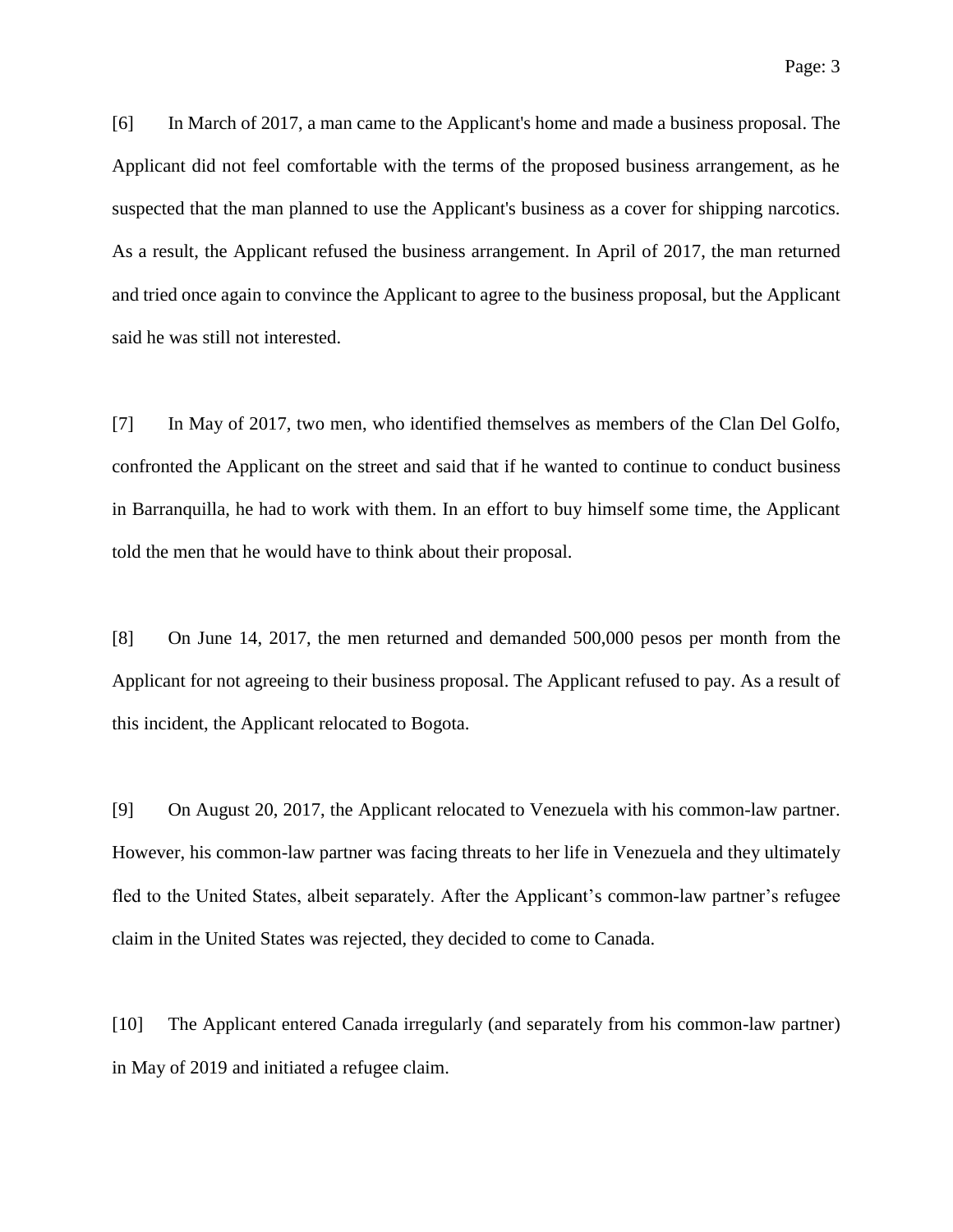[6] In March of 2017, a man came to the Applicant's home and made a business proposal. The Applicant did not feel comfortable with the terms of the proposed business arrangement, as he suspected that the man planned to use the Applicant's business as a cover for shipping narcotics. As a result, the Applicant refused the business arrangement. In April of 2017, the man returned and tried once again to convince the Applicant to agree to the business proposal, but the Applicant said he was still not interested.

[7] In May of 2017, two men, who identified themselves as members of the Clan Del Golfo, confronted the Applicant on the street and said that if he wanted to continue to conduct business in Barranquilla, he had to work with them. In an effort to buy himself some time, the Applicant told the men that he would have to think about their proposal.

[8] On June 14, 2017, the men returned and demanded 500,000 pesos per month from the Applicant for not agreeing to their business proposal. The Applicant refused to pay. As a result of this incident, the Applicant relocated to Bogota.

[9] On August 20, 2017, the Applicant relocated to Venezuela with his common-law partner. However, his common-law partner was facing threats to her life in Venezuela and they ultimately fled to the United States, albeit separately. After the Applicant's common-law partner's refugee claim in the United States was rejected, they decided to come to Canada.

[10] The Applicant entered Canada irregularly (and separately from his common-law partner) in May of 2019 and initiated a refugee claim.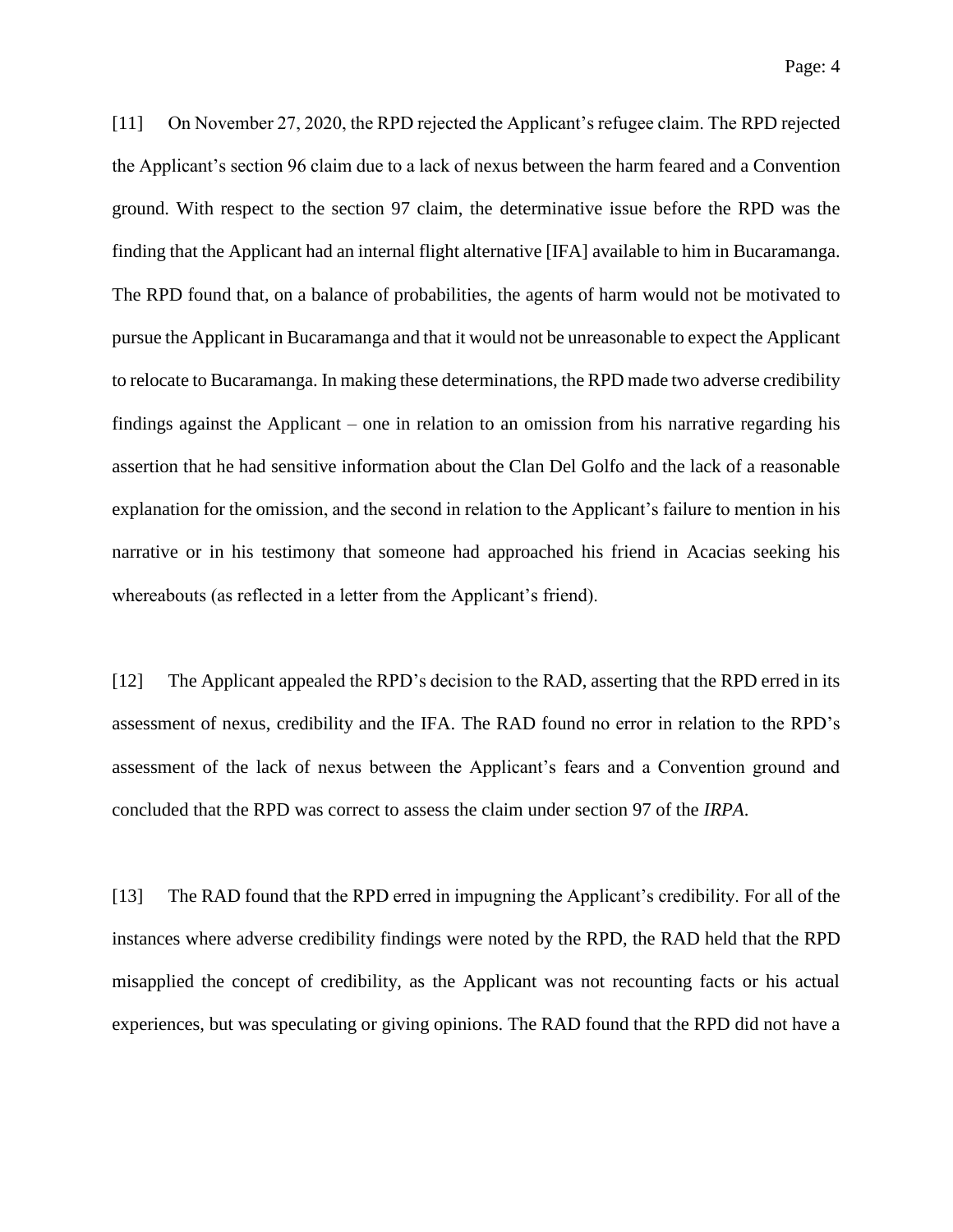[11] On November 27, 2020, the RPD rejected the Applicant's refugee claim. The RPD rejected the Applicant's section 96 claim due to a lack of nexus between the harm feared and a Convention ground. With respect to the section 97 claim, the determinative issue before the RPD was the finding that the Applicant had an internal flight alternative [IFA] available to him in Bucaramanga. The RPD found that, on a balance of probabilities, the agents of harm would not be motivated to pursue the Applicant in Bucaramanga and that it would not be unreasonable to expect the Applicant to relocate to Bucaramanga. In making these determinations, the RPD made two adverse credibility findings against the Applicant – one in relation to an omission from his narrative regarding his assertion that he had sensitive information about the Clan Del Golfo and the lack of a reasonable explanation for the omission, and the second in relation to the Applicant's failure to mention in his narrative or in his testimony that someone had approached his friend in Acacias seeking his whereabouts (as reflected in a letter from the Applicant's friend).

[12] The Applicant appealed the RPD's decision to the RAD, asserting that the RPD erred in its assessment of nexus, credibility and the IFA. The RAD found no error in relation to the RPD's assessment of the lack of nexus between the Applicant's fears and a Convention ground and concluded that the RPD was correct to assess the claim under section 97 of the *IRPA*.

[13] The RAD found that the RPD erred in impugning the Applicant's credibility. For all of the instances where adverse credibility findings were noted by the RPD, the RAD held that the RPD misapplied the concept of credibility, as the Applicant was not recounting facts or his actual experiences, but was speculating or giving opinions. The RAD found that the RPD did not have a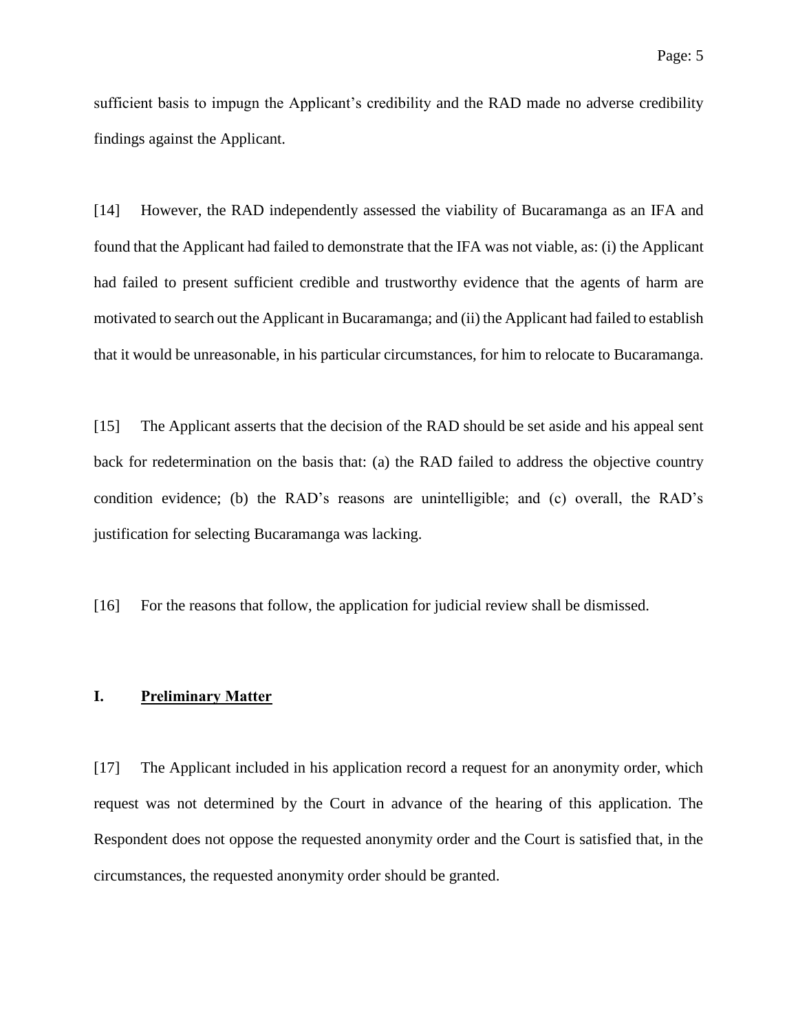sufficient basis to impugn the Applicant's credibility and the RAD made no adverse credibility findings against the Applicant.

[14] However, the RAD independently assessed the viability of Bucaramanga as an IFA and found that the Applicant had failed to demonstrate that the IFA was not viable, as: (i) the Applicant had failed to present sufficient credible and trustworthy evidence that the agents of harm are motivated to search out the Applicant in Bucaramanga; and (ii) the Applicant had failed to establish that it would be unreasonable, in his particular circumstances, for him to relocate to Bucaramanga.

[15] The Applicant asserts that the decision of the RAD should be set aside and his appeal sent back for redetermination on the basis that: (a) the RAD failed to address the objective country condition evidence; (b) the RAD's reasons are unintelligible; and (c) overall, the RAD's justification for selecting Bucaramanga was lacking.

[16] For the reasons that follow, the application for judicial review shall be dismissed.

## I. <u>Preliminary Matter</u>

[17] The Applicant included in his application record a request for an anonymity order, which request was not determined by the Court in advance of the hearing of this application. The Respondent does not oppose the requested anonymity order and the Court is satisfied that, in the circumstances, the requested anonymity order should be granted.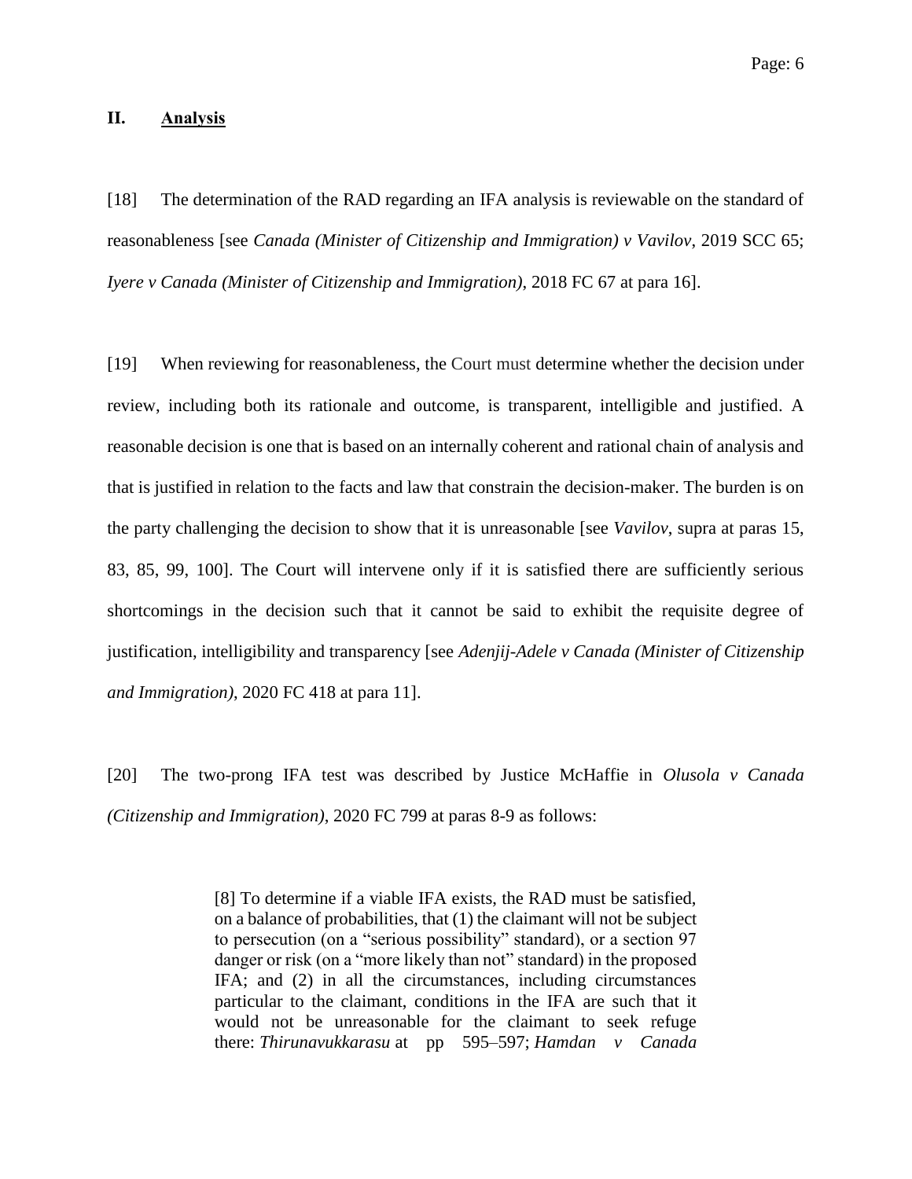## II. Analysis

[18] The determination of the RAD regarding an IFA analysis is reviewable on the standard of reasonableness [see *Canada (Minister of Citizenship and Immigration) v Vavilov*, 2019 SCC 65; *Iyere v Canada (Minister of Citizenship and Immigration)*, 2018 FC 67 at para 16].

[19] When reviewing for reasonableness, the Court must determine whether the decision under review, including both its rationale and outcome, is transparent, intelligible and justified. A reasonable decision is one that is based on an internally coherent and rational chain of analysis and that is justified in relation to the facts and law that constrain the decision-maker. The burden is on the party challenging the decision to show that it is unreasonable [see *Vavilov*, supra at paras 15, 83, 85, 99, 100]. The Court will intervene only if it is satisfied there are sufficiently serious shortcomings in the decision such that it cannot be said to exhibit the requisite degree of justification, intelligibility and transparency [see *Adenjij-Adele v Canada (Minister of Citizenship and Immigration)*, 2020 FC 418 at para 11].

[20] The two-prong IFA test was described by Justice McHaffie in *Olusola v Canada (Citizenship and Immigration)*, 2020 FC 799 at paras 8-9 as follows:

> [8] To determine if a viable IFA exists, the RAD must be satisfied, on a balance of probabilities, that (1) the claimant will not be subject to persecution (on a "serious possibility" standard), or a section 97 danger or risk (on a "more likely than not" standard) in the proposed IFA; and (2) in all the circumstances, including circumstances particular to the claimant, conditions in the IFA are such that it would not be unreasonable for the claimant to seek refuge there: *Thirunavukkarasu* at pp 595–597; *Hamdan v Canada*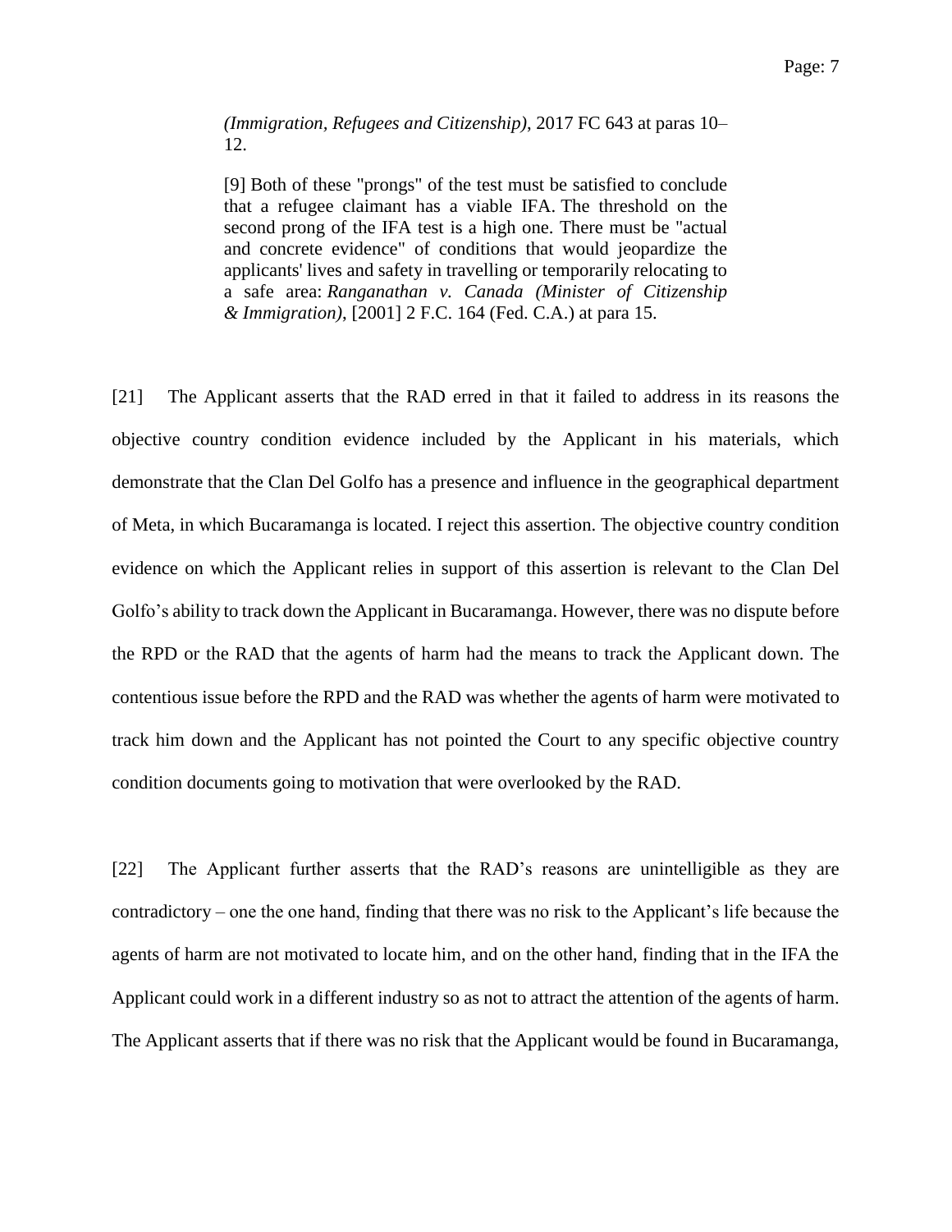> *(Immigration, Refugees and Citizenship)*, 2017 FC 643 at paras 10–12.
>
> [9] Both of these "prongs" of the test must be satisfied to conclude that a refugee claimant has a viable IFA. The threshold on the second prong of the IFA test is a high one. There must be "actual and concrete evidence" of conditions that would jeopardize the applicants' lives and safety in travelling or temporarily relocating to a safe area: *Ranganathan v. Canada (Minister of Citizenship & Immigration)*, [2001] 2 F.C. 164 (Fed. C.A.) at para 15.

[21] The Applicant asserts that the RAD erred in that it failed to address in its reasons the objective country condition evidence included by the Applicant in his materials, which demonstrate that the Clan Del Golfo has a presence and influence in the geographical department of Meta, in which Bucaramanga is located. I reject this assertion. The objective country condition evidence on which the Applicant relies in support of this assertion is relevant to the Clan Del Golfo's ability to track down the Applicant in Bucaramanga. However, there was no dispute before the RPD or the RAD that the agents of harm had the means to track the Applicant down. The contentious issue before the RPD and the RAD was whether the agents of harm were motivated to track him down and the Applicant has not pointed the Court to any specific objective country condition documents going to motivation that were overlooked by the RAD.

[22] The Applicant further asserts that the RAD's reasons are unintelligible as they are contradictory – one the one hand, finding that there was no risk to the Applicant's life because the agents of harm are not motivated to locate him, and on the other hand, finding that in the IFA the Applicant could work in a different industry so as not to attract the attention of the agents of harm. The Applicant asserts that if there was no risk that the Applicant would be found in Bucaramanga,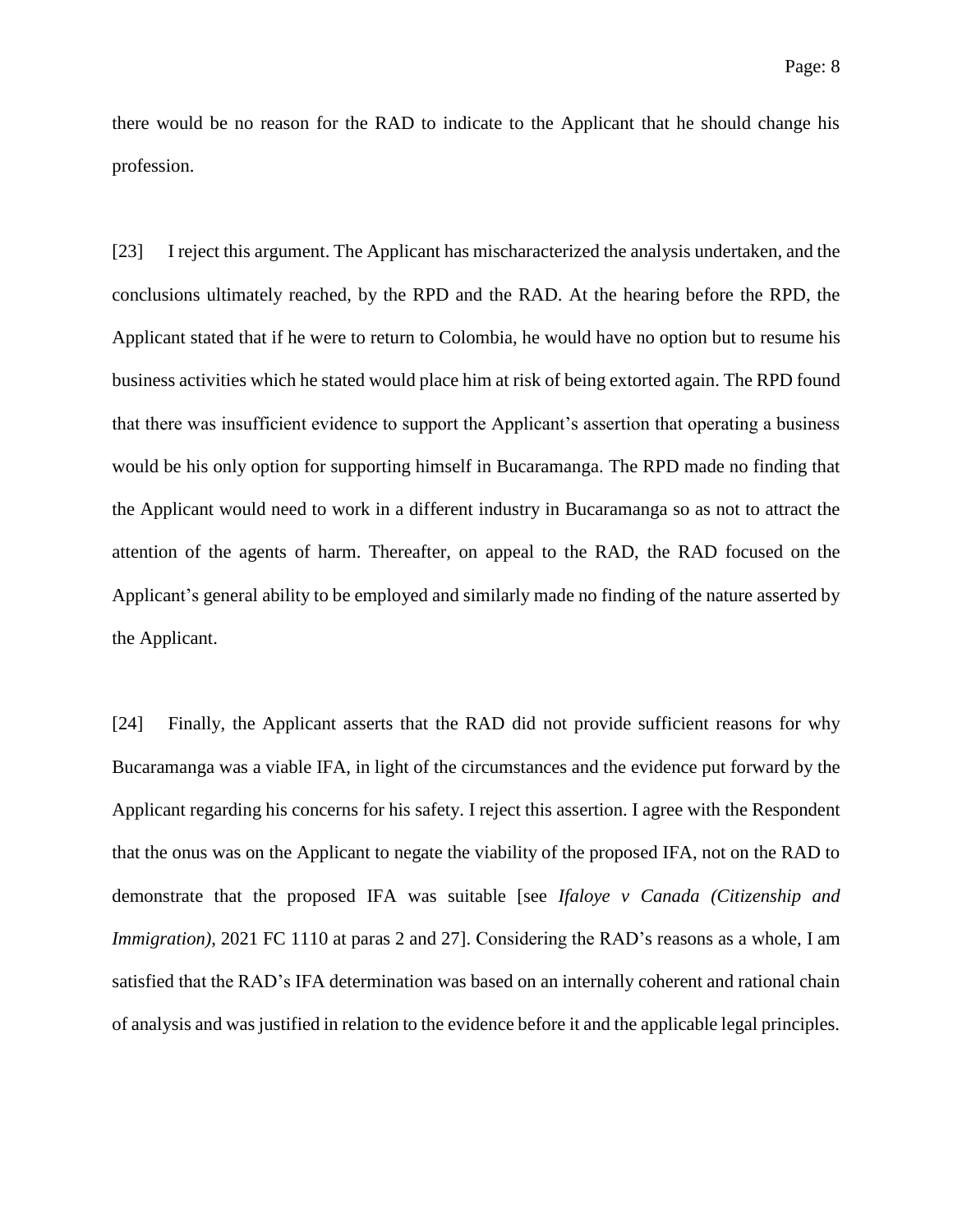there would be no reason for the RAD to indicate to the Applicant that he should change his profession.

[23] I reject this argument. The Applicant has mischaracterized the analysis undertaken, and the conclusions ultimately reached, by the RPD and the RAD. At the hearing before the RPD, the Applicant stated that if he were to return to Colombia, he would have no option but to resume his business activities which he stated would place him at risk of being extorted again. The RPD found that there was insufficient evidence to support the Applicant's assertion that operating a business would be his only option for supporting himself in Bucaramanga. The RPD made no finding that the Applicant would need to work in a different industry in Bucaramanga so as not to attract the attention of the agents of harm. Thereafter, on appeal to the RAD, the RAD focused on the Applicant's general ability to be employed and similarly made no finding of the nature asserted by the Applicant.

[24] Finally, the Applicant asserts that the RAD did not provide sufficient reasons for why Bucaramanga was a viable IFA, in light of the circumstances and the evidence put forward by the Applicant regarding his concerns for his safety. I reject this assertion. I agree with the Respondent that the onus was on the Applicant to negate the viability of the proposed IFA, not on the RAD to demonstrate that the proposed IFA was suitable [see *Ifaloye v Canada (Citizenship and Immigration)*, 2021 FC 1110 at paras 2 and 27]. Considering the RAD's reasons as a whole, I am satisfied that the RAD's IFA determination was based on an internally coherent and rational chain of analysis and was justified in relation to the evidence before it and the applicable legal principles.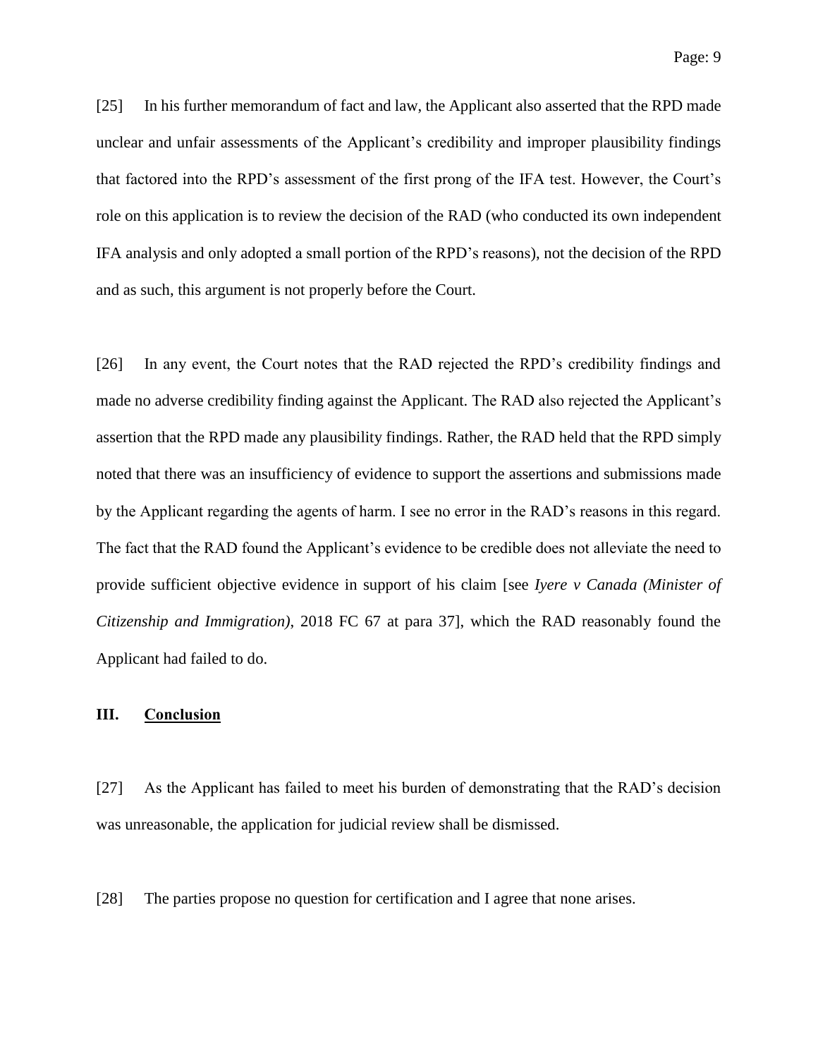[25] In his further memorandum of fact and law, the Applicant also asserted that the RPD made unclear and unfair assessments of the Applicant's credibility and improper plausibility findings that factored into the RPD's assessment of the first prong of the IFA test. However, the Court's role on this application is to review the decision of the RAD (who conducted its own independent IFA analysis and only adopted a small portion of the RPD's reasons), not the decision of the RPD and as such, this argument is not properly before the Court.

[26] In any event, the Court notes that the RAD rejected the RPD's credibility findings and made no adverse credibility finding against the Applicant. The RAD also rejected the Applicant's assertion that the RPD made any plausibility findings. Rather, the RAD held that the RPD simply noted that there was an insufficiency of evidence to support the assertions and submissions made by the Applicant regarding the agents of harm. I see no error in the RAD's reasons in this regard. The fact that the RAD found the Applicant's evidence to be credible does not alleviate the need to provide sufficient objective evidence in support of his claim [see *Iyere v Canada (Minister of Citizenship and Immigration)*, 2018 FC 67 at para 37], which the RAD reasonably found the Applicant had failed to do.

## III. Conclusion

[27] As the Applicant has failed to meet his burden of demonstrating that the RAD's decision was unreasonable, the application for judicial review shall be dismissed.

[28] The parties propose no question for certification and I agree that none arises.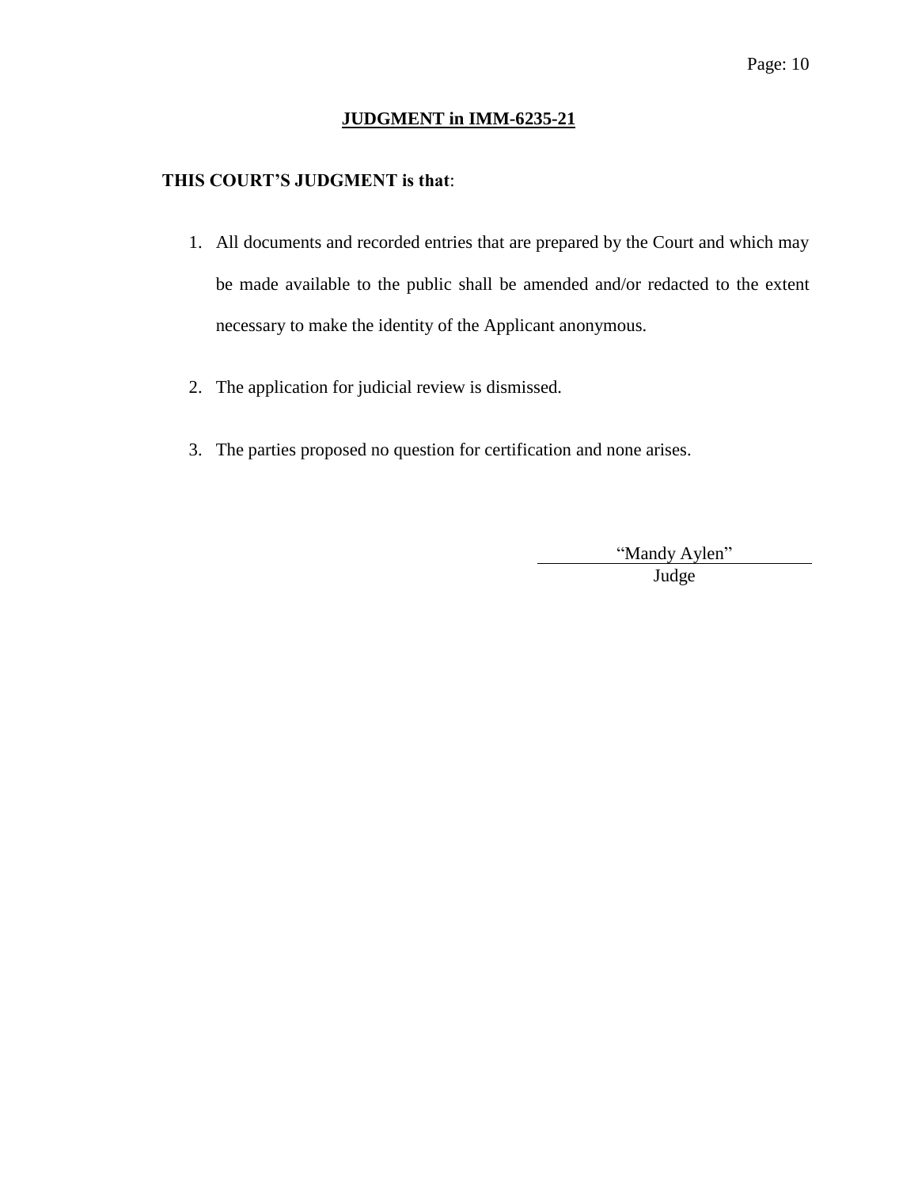## JUDGMENT in IMM-6235-21

**THIS COURT'S JUDGMENT is that**:

1. All documents and recorded entries that are prepared by the Court and which may be made available to the public shall be amended and/or redacted to the extent necessary to make the identity of the Applicant anonymous.

2. The application for judicial review is dismissed.

3. The parties proposed no question for certification and none arises.

"Mandy Aylen"
Judge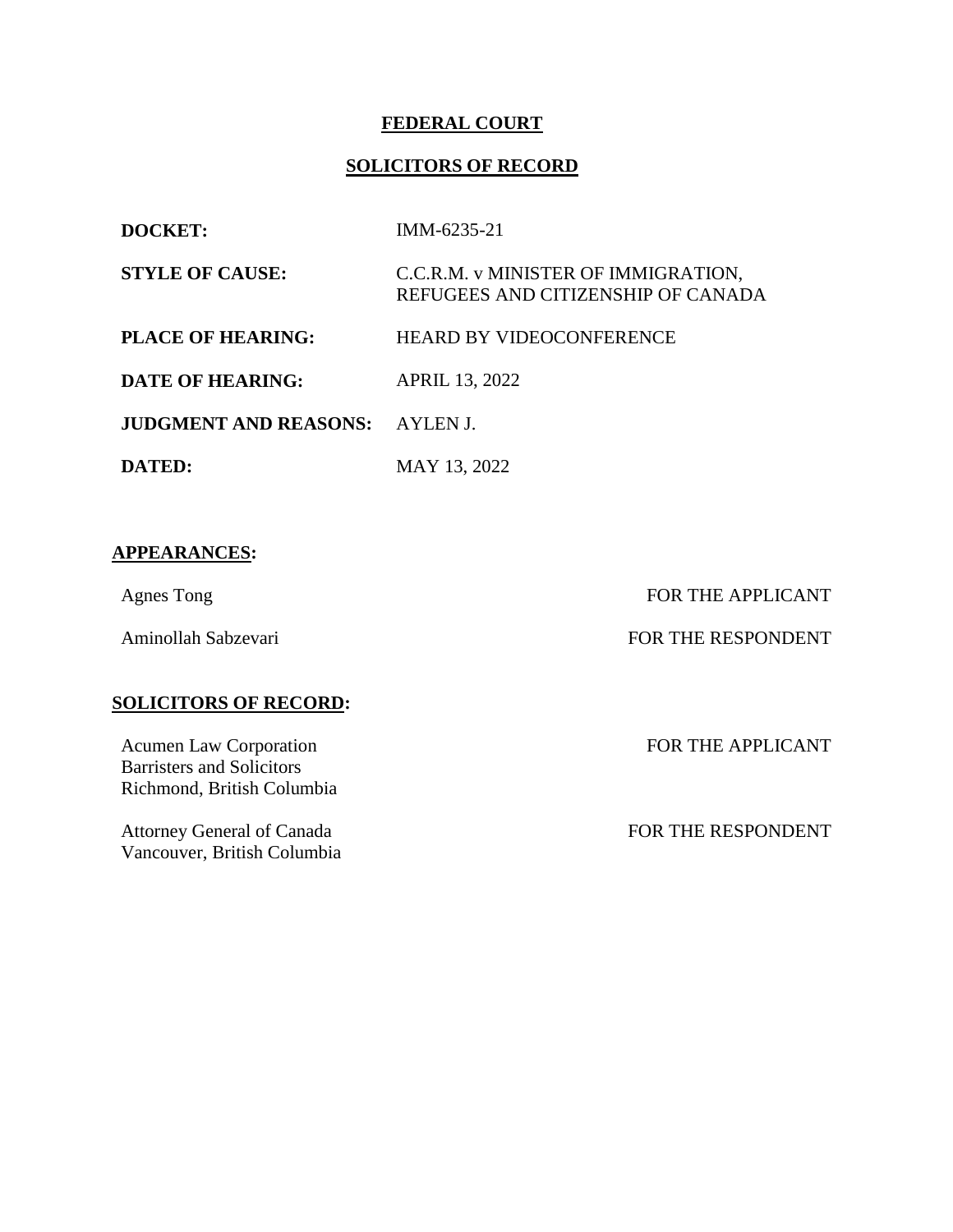**FEDERAL COURT**

**SOLICITORS OF RECORD**

| | |
|---|---|
| **DOCKET:** | IMM-6235-21 |
| **STYLE OF CAUSE:** | C.C.R.M. v MINISTER OF IMMIGRATION, REFUGEES AND CITIZENSHIP OF CANADA |
| **PLACE OF HEARING:** | HEARD BY VIDEOCONFERENCE |
| **DATE OF HEARING:** | APRIL 13, 2022 |
| **JUDGMENT AND REASONS:** | AYLEN J. |
| **DATED:** | MAY 13, 2022 |

**APPEARANCES:**

| | |
|---|---|
| Agnes Tong | FOR THE APPLICANT |
| Aminollah Sabzevari | FOR THE RESPONDENT |

**SOLICITORS OF RECORD:**

| | |
|---|---|
| Acumen Law Corporation<br>Barristers and Solicitors<br>Richmond, British Columbia | FOR THE APPLICANT |
| Attorney General of Canada<br>Vancouver, British Columbia | FOR THE RESPONDENT |